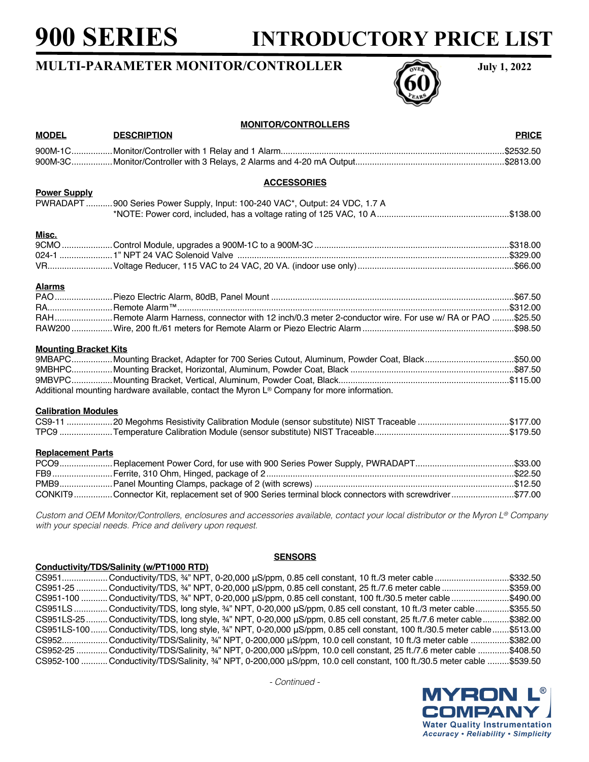# 900 SERIES INTRODUCTORY PRICE LIST

## MULTI-PARAMETER MONITOR/CONTROLLER

**July 1, 2022**

### MONITOR/CONTROLLERS

| MODEL | DESCRIPTION | PRICE |
|---|---|---|
| 900M-1C | Monitor/Controller with 1 Relay and 1 Alarm | $2532.50 |
| 900M-3C | Monitor/Controller with 3 Relays, 2 Alarms and 4-20 mA Output | $2813.00 |

### ACCESSORIES

**Power Supply**

| MODEL | DESCRIPTION | PRICE |
|---|---|---|
| PWRADAPT | 900 Series Power Supply, Input: 100-240 VAC*, Output: 24 VDC, 1.7 A<br>*NOTE: Power cord, included, has a voltage rating of 125 VAC, 10 A | $138.00 |

**Misc.**

| MODEL | DESCRIPTION | PRICE |
|---|---|---|
| 9CMO | Control Module, upgrades a 900M-1C to a 900M-3C | $318.00 |
| 024-1 | 1" NPT 24 VAC Solenoid Valve | $329.00 |
| VR | Voltage Reducer, 115 VAC to 24 VAC, 20 VA. (indoor use only) | $66.00 |

**Alarms**

| MODEL | DESCRIPTION | PRICE |
|---|---|---|
| PAO | Piezo Electric Alarm, 80dB, Panel Mount | $67.50 |
| RA | Remote Alarm™ | $312.00 |
| RAH | Remote Alarm Harness, connector with 12 inch/0.3 meter 2-conductor wire. For use w/ RA or PAO | $25.50 |
| RAW200 | Wire, 200 ft./61 meters for Remote Alarm or Piezo Electric Alarm | $98.50 |

**Mounting Bracket Kits**

| MODEL | DESCRIPTION | PRICE |
|---|---|---|
| 9MBAPC | Mounting Bracket, Adapter for 700 Series Cutout, Aluminum, Powder Coat, Black | $50.00 |
| 9MBHPC | Mounting Bracket, Horizontal, Aluminum, Powder Coat, Black | $87.50 |
| 9MBVPC | Mounting Bracket, Vertical, Aluminum, Powder Coat, Black | $115.00 |

Additional mounting hardware available, contact the Myron L® Company for more information.

**Calibration Modules**

| MODEL | DESCRIPTION | PRICE |
|---|---|---|
| CS9-11 | 20 Megohms Resistivity Calibration Module (sensor substitute) NIST Traceable | $177.00 |
| TPC9 | Temperature Calibration Module (sensor substitute) NIST Traceable | $179.50 |

**Replacement Parts**

| MODEL | DESCRIPTION | PRICE |
|---|---|---|
| PCO9 | Replacement Power Cord, for use with 900 Series Power Supply, PWRADAPT | $33.00 |
| FB9 | Ferrite, 310 Ohm, Hinged, package of 2 | $22.50 |
| PMB9 | Panel Mounting Clamps, package of 2 (with screws) | $12.50 |
| CONKIT9 | Connector Kit, replacement set of 900 Series terminal block connectors with screwdriver | $77.00 |

*Custom and OEM Monitor/Controllers, enclosures and accessories available, contact your local distributor or the Myron L® Company with your special needs. Price and delivery upon request.*

### SENSORS

**Conductivity/TDS/Salinity (w/PT1000 RTD)**

| MODEL | DESCRIPTION | PRICE |
|---|---|---|
| CS951 | Conductivity/TDS, ¾" NPT, 0-20,000 µS/ppm, 0.85 cell constant, 10 ft./3 meter cable | $332.50 |
| CS951-25 | Conductivity/TDS, ¾" NPT, 0-20,000 µS/ppm, 0.85 cell constant, 25 ft./7.6 meter cable | $359.00 |
| CS951-100 | Conductivity/TDS, ¾" NPT, 0-20,000 µS/ppm, 0.85 cell constant, 100 ft./30.5 meter cable | $490.00 |
| CS951LS | Conductivity/TDS, long style, ¾" NPT, 0-20,000 µS/ppm, 0.85 cell constant, 10 ft./3 meter cable | $355.50 |
| CS951LS-25 | Conductivity/TDS, long style, ¾" NPT, 0-20,000 µS/ppm, 0.85 cell constant, 25 ft./7.6 meter cable | $382.00 |
| CS951LS-100 | Conductivity/TDS, long style, ¾" NPT, 0-20,000 µS/ppm, 0.85 cell constant, 100 ft./30.5 meter cable | $513.00 |
| CS952 | Conductivity/TDS/Salinity, ¾" NPT, 0-200,000 µS/ppm, 10.0 cell constant, 10 ft./3 meter cable | $382.00 |
| CS952-25 | Conductivity/TDS/Salinity, ¾" NPT, 0-200,000 µS/ppm, 10.0 cell constant, 25 ft./7.6 meter cable | $408.50 |
| CS952-100 | Conductivity/TDS/Salinity, ¾" NPT, 0-200,000 µS/ppm, 10.0 cell constant, 100 ft./30.5 meter cable | $539.50 |

*- Continued -*

MYRON L® COMPANY
Water Quality Instrumentation
*Accuracy • Reliability • Simplicity*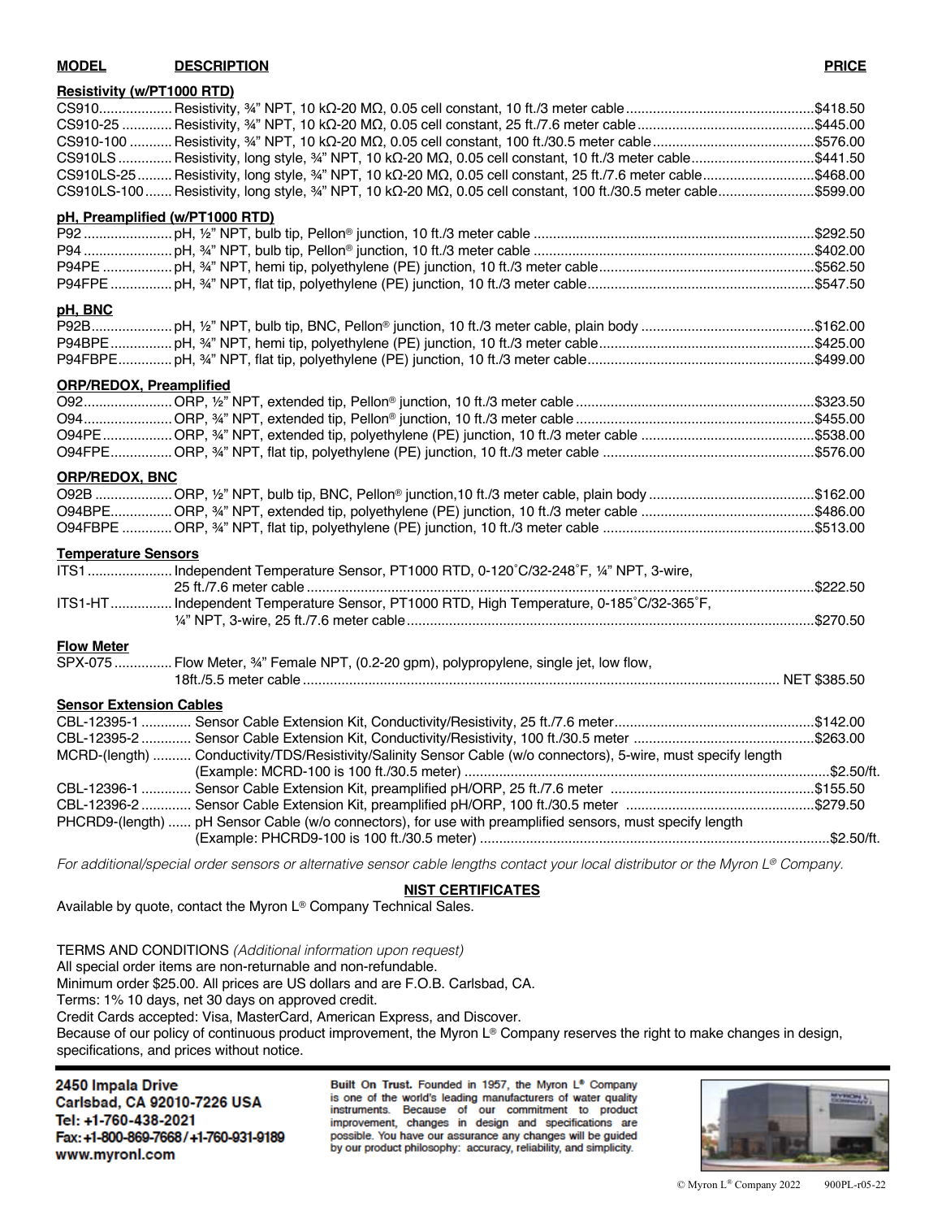| MODEL | DESCRIPTION | PRICE |
|---|---|---|
| **Resistivity (w/PT1000 RTD)** | | |
| CS910 | Resistivity, ¾" NPT, 10 kΩ-20 MΩ, 0.05 cell constant, 10 ft./3 meter cable | $418.50 |
| CS910-25 | Resistivity, ¾" NPT, 10 kΩ-20 MΩ, 0.05 cell constant, 25 ft./7.6 meter cable | $445.00 |
| CS910-100 | Resistivity, ¾" NPT, 10 kΩ-20 MΩ, 0.05 cell constant, 100 ft./30.5 meter cable | $576.00 |
| CS910LS | Resistivity, long style, ¾" NPT, 10 kΩ-20 MΩ, 0.05 cell constant, 10 ft./3 meter cable | $441.50 |
| CS910LS-25 | Resistivity, long style, ¾" NPT, 10 kΩ-20 MΩ, 0.05 cell constant, 25 ft./7.6 meter cable | $468.00 |
| CS910LS-100 | Resistivity, long style, ¾" NPT, 10 kΩ-20 MΩ, 0.05 cell constant, 100 ft./30.5 meter cable | $599.00 |
| **pH, Preamplified (w/PT1000 RTD)** | | |
| P92 | pH, ½" NPT, bulb tip, Pellon® junction, 10 ft./3 meter cable | $292.50 |
| P94 | pH, ¾" NPT, bulb tip, Pellon® junction, 10 ft./3 meter cable | $402.00 |
| P94PE | pH, ¾" NPT, hemi tip, polyethylene (PE) junction, 10 ft./3 meter cable | $562.50 |
| P94FPE | pH, ¾" NPT, flat tip, polyethylene (PE) junction, 10 ft./3 meter cable | $547.50 |
| **pH, BNC** | | |
| P92B | pH, ½" NPT, bulb tip, BNC, Pellon® junction, 10 ft./3 meter cable, plain body | $162.00 |
| P94BPE | pH, ¾" NPT, hemi tip, polyethylene (PE) junction, 10 ft./3 meter cable | $425.00 |
| P94FBPE | pH, ¾" NPT, flat tip, polyethylene (PE) junction, 10 ft./3 meter cable | $499.00 |
| **ORP/REDOX, Preamplified** | | |
| O92 | ORP, ½" NPT, extended tip, Pellon® junction, 10 ft./3 meter cable | $323.50 |
| O94 | ORP, ¾" NPT, extended tip, Pellon® junction, 10 ft./3 meter cable | $455.00 |
| O94PE | ORP, ¾" NPT, extended tip, polyethylene (PE) junction, 10 ft./3 meter cable | $538.00 |
| O94FPE | ORP, ¾" NPT, flat tip, polyethylene (PE) junction, 10 ft./3 meter cable | $576.00 |
| **ORP/REDOX, BNC** | | |
| O92B | ORP, ½" NPT, bulb tip, BNC, Pellon® junction,10 ft./3 meter cable, plain body | $162.00 |
| O94BPE | ORP, ¾" NPT, extended tip, polyethylene (PE) junction, 10 ft./3 meter cable | $486.00 |
| O94FBPE | ORP, ¾" NPT, flat tip, polyethylene (PE) junction, 10 ft./3 meter cable | $513.00 |
| **Temperature Sensors** | | |
| ITS1 | Independent Temperature Sensor, PT1000 RTD, 0-120˚C/32-248˚F, ¼" NPT, 3-wire, 25 ft./7.6 meter cable | $222.50 |
| ITS1-HT | Independent Temperature Sensor, PT1000 RTD, High Temperature, 0-185˚C/32-365˚F, ¼" NPT, 3-wire, 25 ft./7.6 meter cable | $270.50 |
| **Flow Meter** | | |
| SPX-075 | Flow Meter, ¾" Female NPT, (0.2-20 gpm), polypropylene, single jet, low flow, 18ft./5.5 meter cable | NET $385.50 |
| **Sensor Extension Cables** | | |
| CBL-12395-1 | Sensor Cable Extension Kit, Conductivity/Resistivity, 25 ft./7.6 meter | $142.00 |
| CBL-12395-2 | Sensor Cable Extension Kit, Conductivity/Resistivity, 100 ft./30.5 meter | $263.00 |
| MCRD-(length) | Conductivity/TDS/Resistivity/Salinity Sensor Cable (w/o connectors), 5-wire, must specify length (Example: MCRD-100 is 100 ft./30.5 meter) | $2.50/ft. |
| CBL-12396-1 | Sensor Cable Extension Kit, preamplified pH/ORP, 25 ft./7.6 meter | $155.50 |
| CBL-12396-2 | Sensor Cable Extension Kit, preamplified pH/ORP, 100 ft./30.5 meter | $279.50 |
| PHCRD9-(length) | pH Sensor Cable (w/o connectors), for use with preamplified sensors, must specify length (Example: PHCRD9-100 is 100 ft./30.5 meter) | $2.50/ft. |

*For additional/special order sensors or alternative sensor cable lengths contact your local distributor or the Myron L® Company.*

## NIST CERTIFICATES

Available by quote, contact the Myron L® Company Technical Sales.

TERMS AND CONDITIONS *(Additional information upon request)*

All special order items are non-returnable and non-refundable.

Minimum order $25.00. All prices are US dollars and are F.O.B. Carlsbad, CA.

Terms: 1% 10 days, net 30 days on approved credit.

Credit Cards accepted: Visa, MasterCard, American Express, and Discover.

Because of our policy of continuous product improvement, the Myron L® Company reserves the right to make changes in design, specifications, and prices without notice.

**2450 Impala Drive**
**Carlsbad, CA 92010-7226 USA**
**Tel: +1-760-438-2021**
**Fax: +1-800-869-7668 / +1-760-931-9189**
**www.myronl.com**

**Built On Trust.** Founded in 1957, the Myron L® Company is one of the world's leading manufacturers of water quality instruments. Because of our commitment to product improvement, changes in design and specifications are possible. You have our assurance any changes will be guided by our product philosophy: accuracy, reliability, and simplicity.

© Myron L® Company 2022 900PL-r05-22